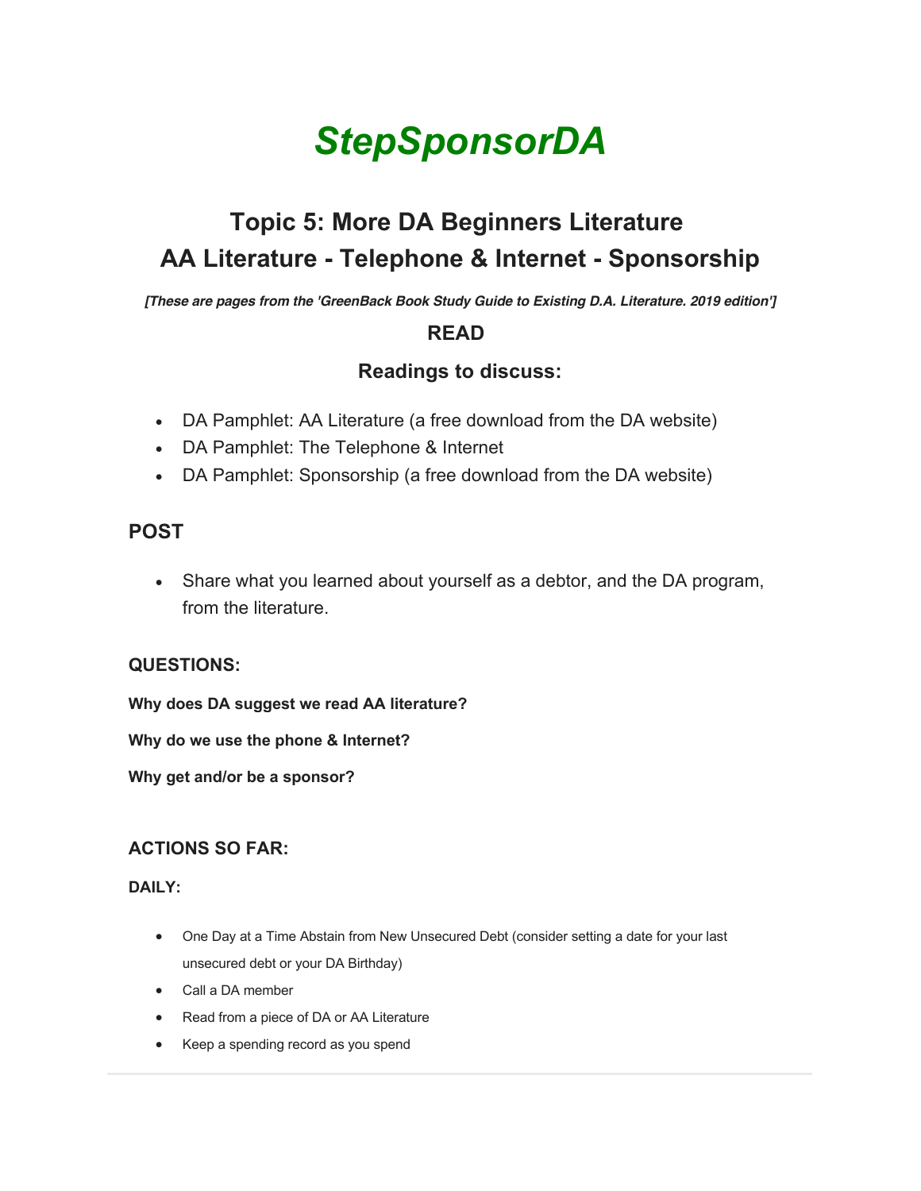# *StepSponsorDA*

## Topic 5: More DA Beginners Literature
## AA Literature - Telephone & Internet - Sponsorship

***[These are pages from the 'GreenBack Book Study Guide to Existing D.A. Literature. 2019 edition']***

### READ

### Readings to discuss:

- DA Pamphlet: AA Literature (a free download from the DA website)
- DA Pamphlet: The Telephone & Internet
- DA Pamphlet: Sponsorship (a free download from the DA website)

### POST

- Share what you learned about yourself as a debtor, and the DA program, from the literature.

#### QUESTIONS:

**Why does DA suggest we read AA literature?**

**Why do we use the phone & Internet?**

**Why get and/or be a sponsor?**

#### ACTIONS SO FAR:

**DAILY:**

- One Day at a Time Abstain from New Unsecured Debt (consider setting a date for your last unsecured debt or your DA Birthday)
- Call a DA member
- Read from a piece of DA or AA Literature
- Keep a spending record as you spend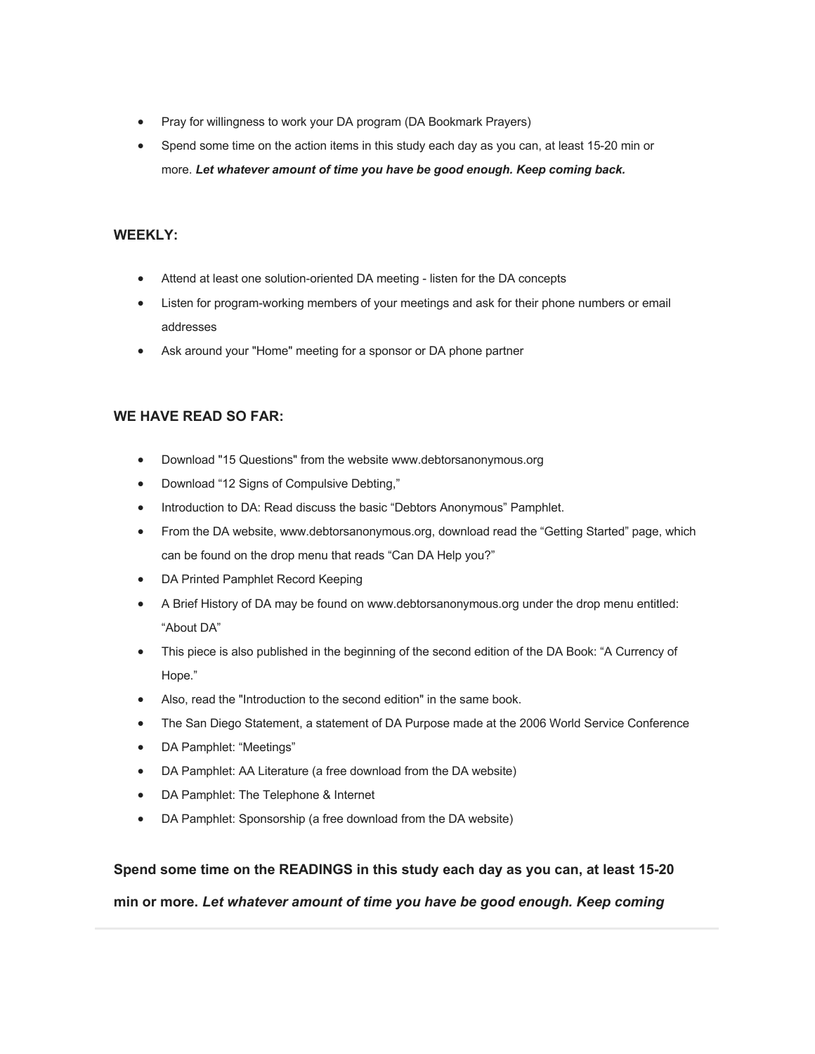- Pray for willingness to work your DA program (DA Bookmark Prayers)
- Spend some time on the action items in this study each day as you can, at least 15-20 min or more. ***Let whatever amount of time you have be good enough. Keep coming back.***

**WEEKLY:**

- Attend at least one solution-oriented DA meeting - listen for the DA concepts
- Listen for program-working members of your meetings and ask for their phone numbers or email addresses
- Ask around your "Home" meeting for a sponsor or DA phone partner

**WE HAVE READ SO FAR:**

- Download "15 Questions" from the website www.debtorsanonymous.org
- Download "12 Signs of Compulsive Debting,"
- Introduction to DA: Read discuss the basic "Debtors Anonymous" Pamphlet.
- From the DA website, www.debtorsanonymous.org, download read the "Getting Started" page, which can be found on the drop menu that reads "Can DA Help you?"
- DA Printed Pamphlet Record Keeping
- A Brief History of DA may be found on www.debtorsanonymous.org under the drop menu entitled: "About DA"
- This piece is also published in the beginning of the second edition of the DA Book: "A Currency of Hope."
- Also, read the "Introduction to the second edition" in the same book.
- The San Diego Statement, a statement of DA Purpose made at the 2006 World Service Conference
- DA Pamphlet: "Meetings"
- DA Pamphlet: AA Literature (a free download from the DA website)
- DA Pamphlet: The Telephone & Internet
- DA Pamphlet: Sponsorship (a free download from the DA website)

**Spend some time on the READINGS in this study each day as you can, at least 15-20 min or more. *Let whatever amount of time you have be good enough. Keep coming***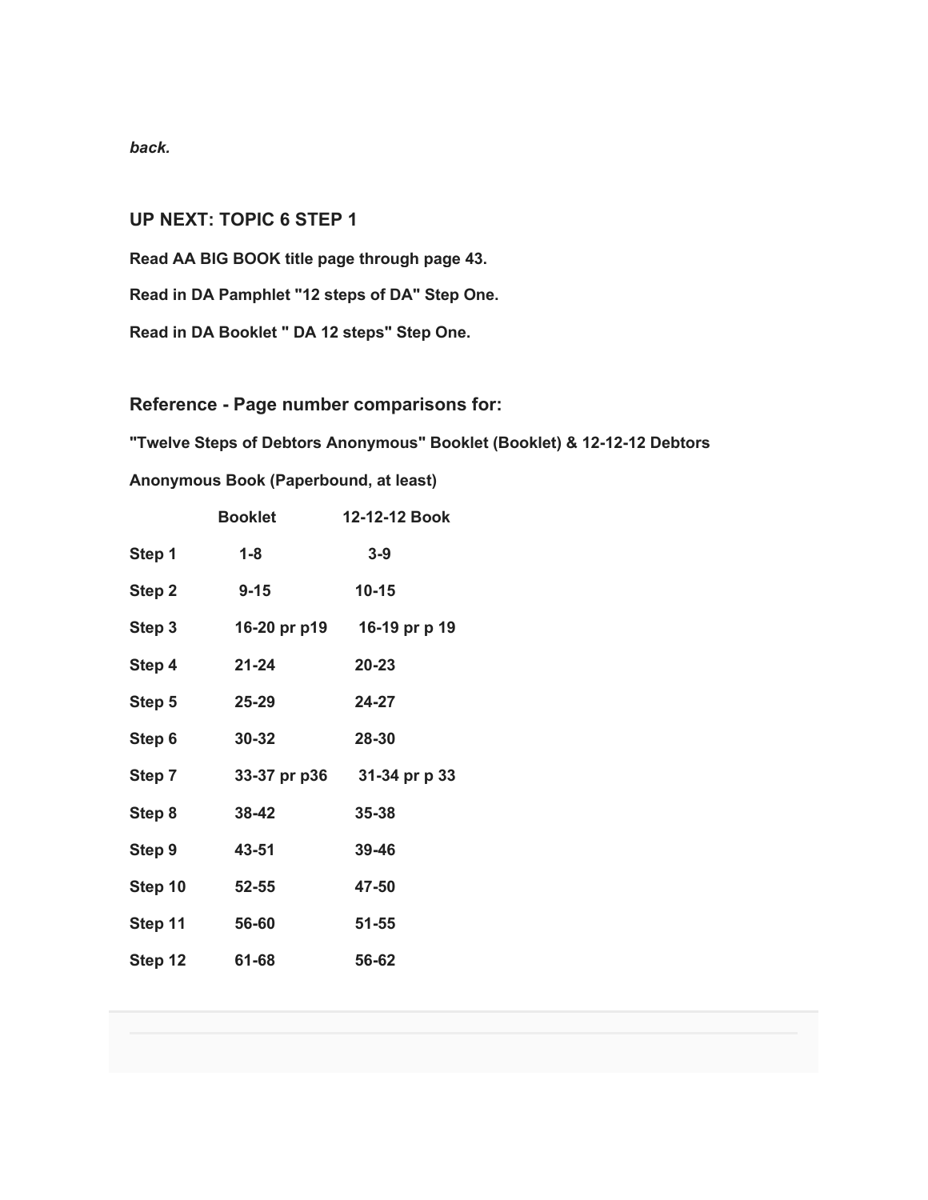***back.***

### UP NEXT: TOPIC 6 STEP 1

**Read AA BIG BOOK title page through page 43.**

**Read in DA Pamphlet "12 steps of DA" Step One.**

**Read in DA Booklet " DA 12 steps" Step One.**

### Reference - Page number comparisons for:

**"Twelve Steps of Debtors Anonymous" Booklet (Booklet) & 12-12-12 Debtors Anonymous Book (Paperbound, at least)**

| | **Booklet** | **12-12-12 Book** |
|---|---|---|
| **Step 1** | **1-8** | **3-9** |
| **Step 2** | **9-15** | **10-15** |
| **Step 3** | **16-20 pr p19** | **16-19 pr p 19** |
| **Step 4** | **21-24** | **20-23** |
| **Step 5** | **25-29** | **24-27** |
| **Step 6** | **30-32** | **28-30** |
| **Step 7** | **33-37 pr p36** | **31-34 pr p 33** |
| **Step 8** | **38-42** | **35-38** |
| **Step 9** | **43-51** | **39-46** |
| **Step 10** | **52-55** | **47-50** |
| **Step 11** | **56-60** | **51-55** |
| **Step 12** | **61-68** | **56-62** |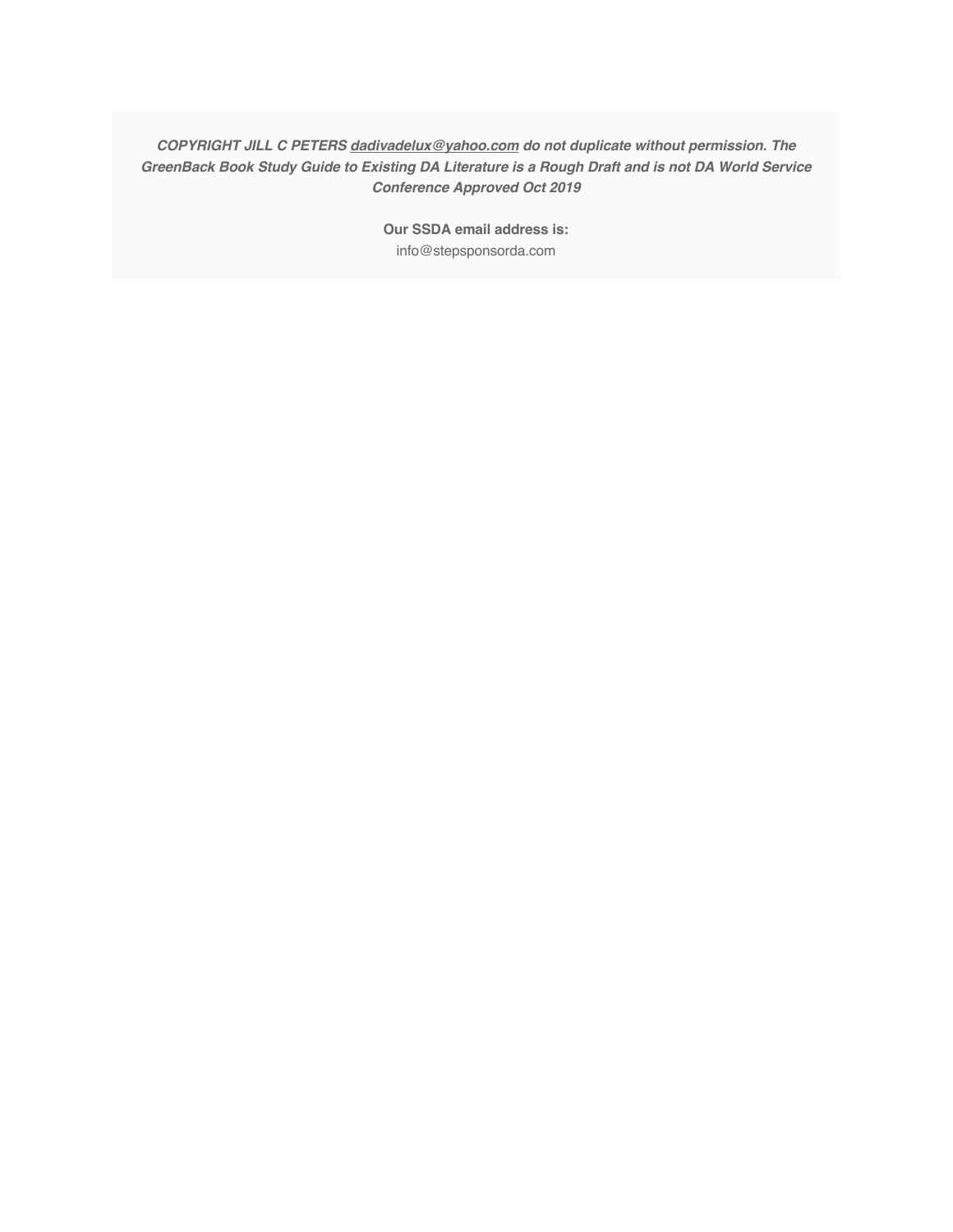***COPYRIGHT JILL C PETERS [dadivadelux@yahoo.com](mailto:dadivadelux@yahoo.com) do not duplicate without permission. The GreenBack Book Study Guide to Existing DA Literature is a Rough Draft and is not DA World Service Conference Approved Oct 2019***

**Our SSDA email address is:**
info@stepsponsorda.com